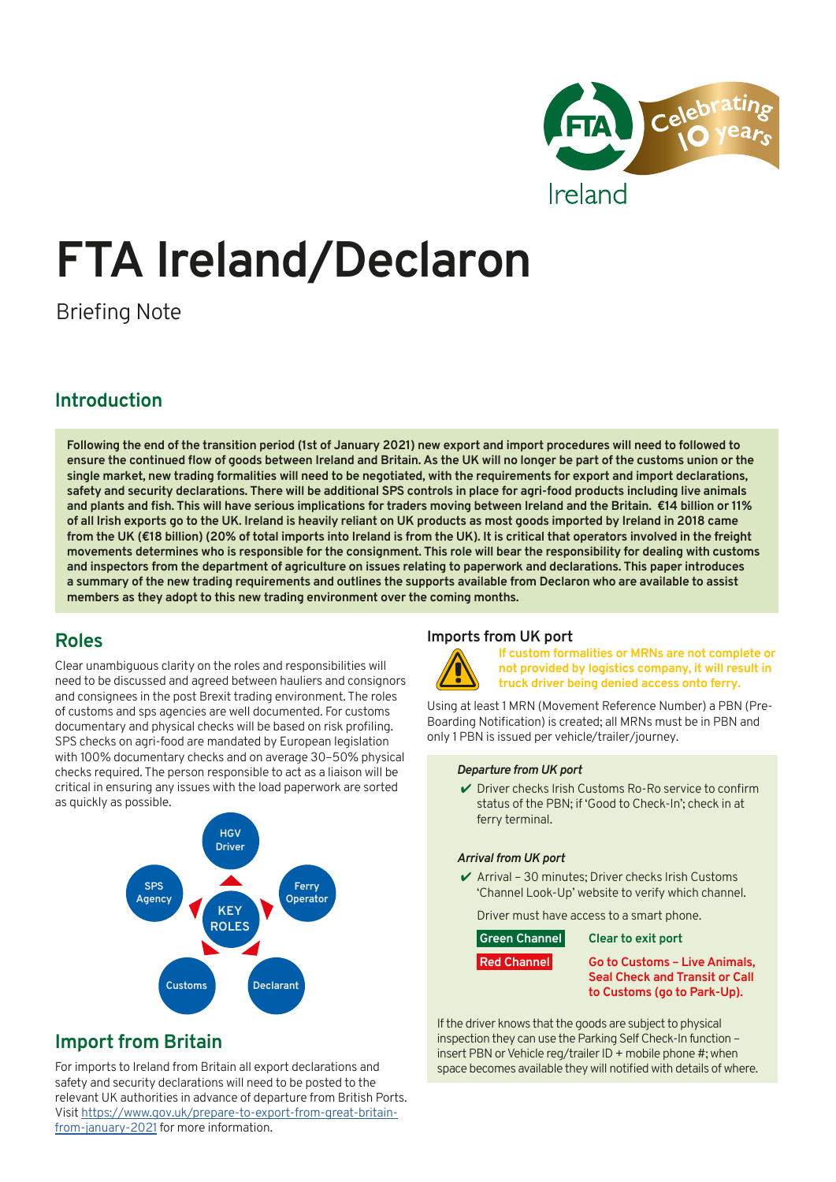# FTA Ireland/Declaron

Briefing Note

## Introduction

**Following the end of the transition period (1st of January 2021) new export and import procedures will need to followed to ensure the continued flow of goods between Ireland and Britain. As the UK will no longer be part of the customs union or the single market, new trading formalities will need to be negotiated, with the requirements for export and import declarations, safety and security declarations. There will be additional SPS controls in place for agri-food products including live animals and plants and fish. This will have serious implications for traders moving between Ireland and the Britain. €14 billion or 11% of all Irish exports go to the UK. Ireland is heavily reliant on UK products as most goods imported by Ireland in 2018 came from the UK (€18 billion) (20% of total imports into Ireland is from the UK). It is critical that operators involved in the freight movements determines who is responsible for the consignment. This role will bear the responsibility for dealing with customs and inspectors from the department of agriculture on issues relating to paperwork and declarations. This paper introduces a summary of the new trading requirements and outlines the supports available from Declaron who are available to assist members as they adopt to this new trading environment over the coming months.**

## Roles

Clear unambiguous clarity on the roles and responsibilities will need to be discussed and agreed between hauliers and consignors and consignees in the post Brexit trading environment. The roles of customs and sps agencies are well documented. For customs documentary and physical checks will be based on risk profiling. SPS checks on agri-food are mandated by European legislation with 100% documentary checks and on average 30–50% physical checks required. The person responsible to act as a liaison will be critical in ensuring any issues with the load paperwork are sorted as quickly as possible.

KEY ROLES: HGV Driver, Ferry Operator, Declarant, Customs, SPS Agency

## Import from Britain

For imports to Ireland from Britain all export declarations and safety and security declarations will need to be posted to the relevant UK authorities in advance of departure from British Ports. Visit https://www.gov.uk/prepare-to-export-from-great-britain-from-january-2021 for more information.

### Imports from UK port

**If custom formalities or MRNs are not complete or not provided by logistics company, it will result in truck driver being denied access onto ferry.**

Using at least 1 MRN (Movement Reference Number) a PBN (Pre-Boarding Notification) is created; all MRNs must be in PBN and only 1 PBN is issued per vehicle/trailer/journey.

***Departure from UK port***

- ✔ Driver checks Irish Customs Ro-Ro service to confirm status of the PBN; if 'Good to Check-In'; check in at ferry terminal.

***Arrival from UK port***

- ✔ Arrival – 30 minutes; Driver checks Irish Customs 'Channel Look-Up' website to verify which channel.

  Driver must have access to a smart phone.

| | |
|---|---|
| **Green Channel** | **Clear to exit port** |
| **Red Channel** | **Go to Customs – Live Animals, Seal Check and Transit or Call to Customs (go to Park-Up).** |

If the driver knows that the goods are subject to physical inspection they can use the Parking Self Check-In function – insert PBN or Vehicle reg/trailer ID + mobile phone #; when space becomes available they will notified with details of where.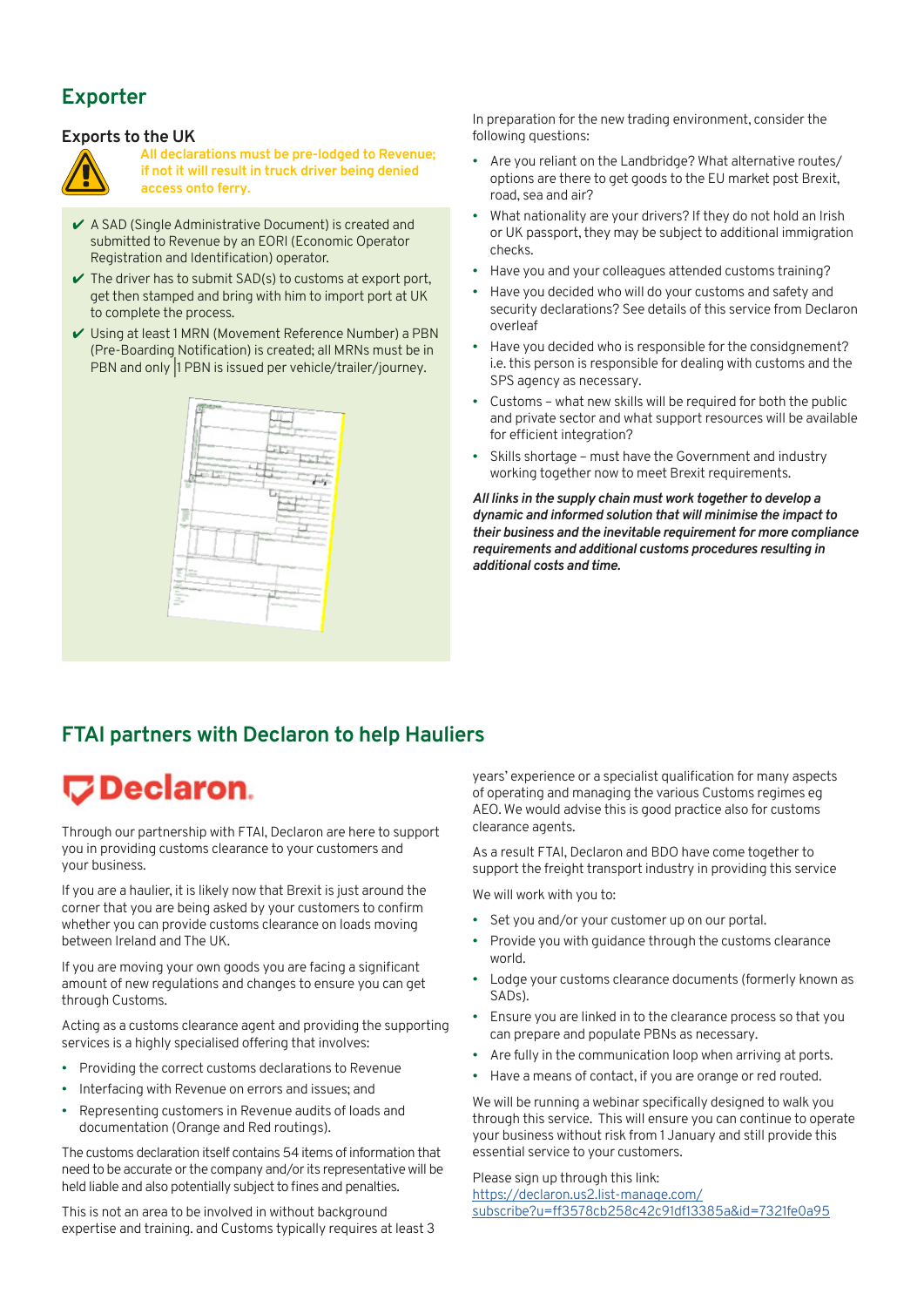## Exporter

### Exports to the UK

**All declarations must be pre-lodged to Revenue; if not it will result in truck driver being denied access onto ferry.**

- ✔ A SAD (Single Administrative Document) is created and submitted to Revenue by an EORI (Economic Operator Registration and Identification) operator.
- ✔ The driver has to submit SAD(s) to customs at export port, get then stamped and bring with him to import port at UK to complete the process.
- ✔ Using at least 1 MRN (Movement Reference Number) a PBN (Pre-Boarding Notification) is created; all MRNs must be in PBN and only 1 PBN is issued per vehicle/trailer/journey.

In preparation for the new trading environment, consider the following questions:

- Are you reliant on the Landbridge? What alternative routes/ options are there to get goods to the EU market post Brexit, road, sea and air?
- What nationality are your drivers? If they do not hold an Irish or UK passport, they may be subject to additional immigration checks.
- Have you and your colleagues attended customs training?
- Have you decided who will do your customs and safety and security declarations? See details of this service from Declaron overleaf
- Have you decided who is responsible for the considgnement? i.e. this person is responsible for dealing with customs and the SPS agency as necessary.
- Customs – what new skills will be required for both the public and private sector and what support resources will be available for efficient integration?
- Skills shortage – must have the Government and industry working together now to meet Brexit requirements.

***All links in the supply chain must work together to develop a dynamic and informed solution that will minimise the impact to their business and the inevitable requirement for more compliance requirements and additional customs procedures resulting in additional costs and time.***

## FTAI partners with Declaron to help Hauliers

Declaron.

Through our partnership with FTAI, Declaron are here to support you in providing customs clearance to your customers and your business.

If you are a haulier, it is likely now that Brexit is just around the corner that you are being asked by your customers to confirm whether you can provide customs clearance on loads moving between Ireland and The UK.

If you are moving your own goods you are facing a significant amount of new regulations and changes to ensure you can get through Customs.

Acting as a customs clearance agent and providing the supporting services is a highly specialised offering that involves:

- Providing the correct customs declarations to Revenue
- Interfacing with Revenue on errors and issues; and
- Representing customers in Revenue audits of loads and documentation (Orange and Red routings).

The customs declaration itself contains 54 items of information that need to be accurate or the company and/or its representative will be held liable and also potentially subject to fines and penalties.

This is not an area to be involved in without background expertise and training. and Customs typically requires at least 3 years' experience or a specialist qualification for many aspects of operating and managing the various Customs regimes eg AEO. We would advise this is good practice also for customs clearance agents.

As a result FTAI, Declaron and BDO have come together to support the freight transport industry in providing this service

We will work with you to:

- Set you and/or your customer up on our portal.
- Provide you with guidance through the customs clearance world.
- Lodge your customs clearance documents (formerly known as SADs).
- Ensure you are linked in to the clearance process so that you can prepare and populate PBNs as necessary.
- Are fully in the communication loop when arriving at ports.
- Have a means of contact, if you are orange or red routed.

We will be running a webinar specifically designed to walk you through this service. This will ensure you can continue to operate your business without risk from 1 January and still provide this essential service to your customers.

Please sign up through this link:
https://declaron.us2.list-manage.com/subscribe?u=ff3578cb258c42c91df13385a&id=7321fe0a95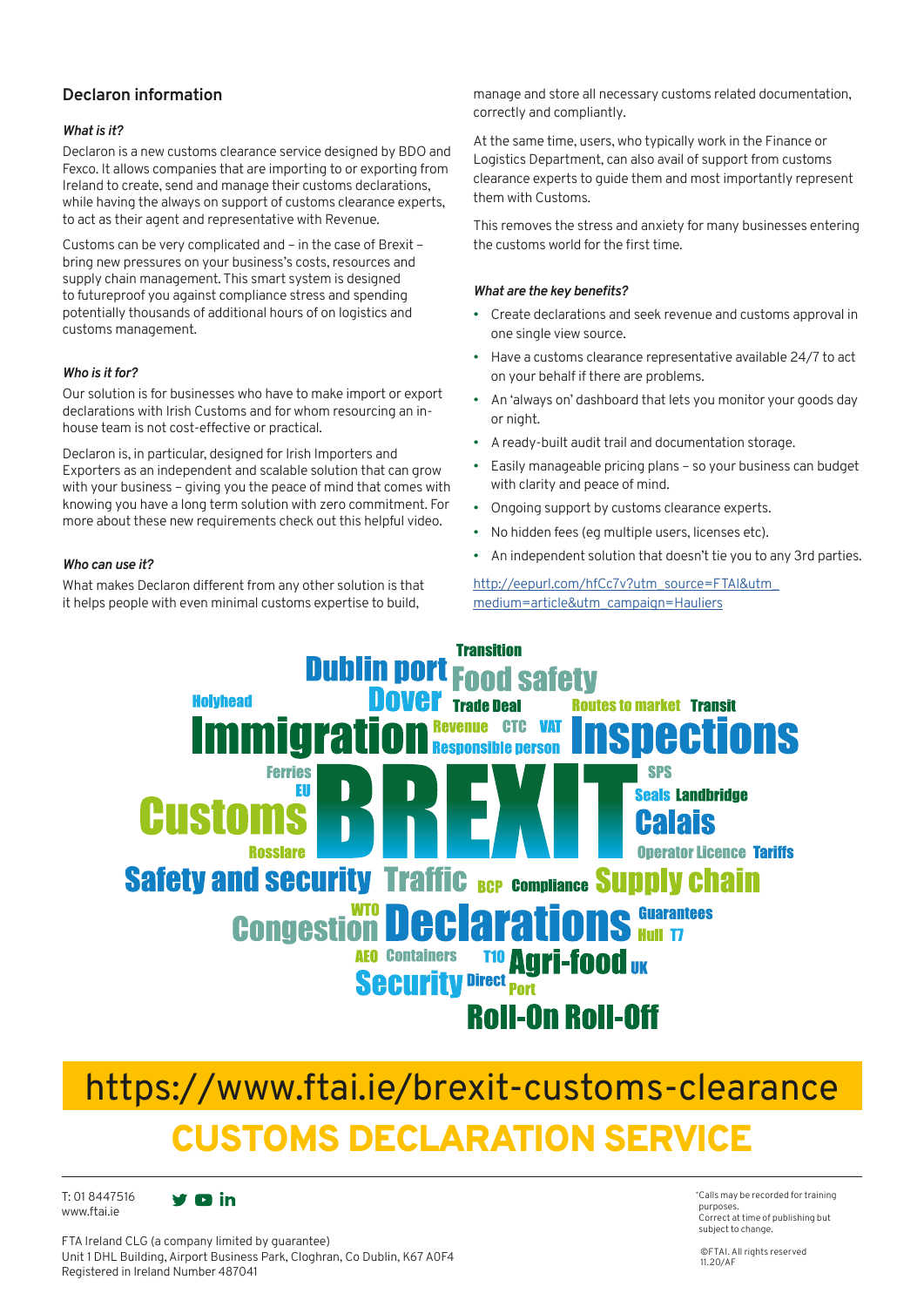## Declaron information

*What is it?*

Declaron is a new customs clearance service designed by BDO and Fexco. It allows companies that are importing to or exporting from Ireland to create, send and manage their customs declarations, while having the always on support of customs clearance experts, to act as their agent and representative with Revenue.

Customs can be very complicated and – in the case of Brexit – bring new pressures on your business's costs, resources and supply chain management. This smart system is designed to futureproof you against compliance stress and spending potentially thousands of additional hours of on logistics and customs management.

*Who is it for?*

Our solution is for businesses who have to make import or export declarations with Irish Customs and for whom resourcing an in-house team is not cost-effective or practical.

Declaron is, in particular, designed for Irish Importers and Exporters as an independent and scalable solution that can grow with your business – giving you the peace of mind that comes with knowing you have a long term solution with zero commitment. For more about these new requirements check out this helpful video.

*Who can use it?*

What makes Declaron different from any other solution is that it helps people with even minimal customs expertise to build, manage and store all necessary customs related documentation, correctly and compliantly.

At the same time, users, who typically work in the Finance or Logistics Department, can also avail of support from customs clearance experts to guide them and most importantly represent them with Customs.

This removes the stress and anxiety for many businesses entering the customs world for the first time.

*What are the key benefits?*

- Create declarations and seek revenue and customs approval in one single view source.
- Have a customs clearance representative available 24/7 to act on your behalf if there are problems.
- An 'always on' dashboard that lets you monitor your goods day or night.
- A ready-built audit trail and documentation storage.
- Easily manageable pricing plans – so your business can budget with clarity and peace of mind.
- Ongoing support by customs clearance experts.
- No hidden fees (eg multiple users, licenses etc).
- An independent solution that doesn't tie you to any 3rd parties.

http://eepurl.com/hfCc7v?utm_source=FTAI&utm_medium=article&utm_campaign=Hauliers

Transition
Dublin port Food safety
Holyhead Dover Trade Deal Routes to market Transit
Immigration Revenue CTC VAT Responsible person Inspections
Ferries EU SPS
Customs BREXIT Seals Landbridge
Calais
Rosslare Operator Licence Tariffs
Safety and security Traffic BCP Compliance Supply chain
Congestion WTO Declarations Guarantees Hull T7
AEO Containers T10 Agri-food UK
Security Direct Port
Roll-On Roll-Off

https://www.ftai.ie/brexit-customs-clearance

**CUSTOMS DECLARATION SERVICE**

T: 01 8447516
www.ftai.ie

FTA Ireland CLG (a company limited by guarantee)
Unit 1 DHL Building, Airport Business Park, Cloghran, Co Dublin, K67 A0F4
Registered in Ireland Number 487041

*Calls may be recorded for training purposes.
Correct at time of publishing but subject to change.

©FTAI. All rights reserved
11.20/AF